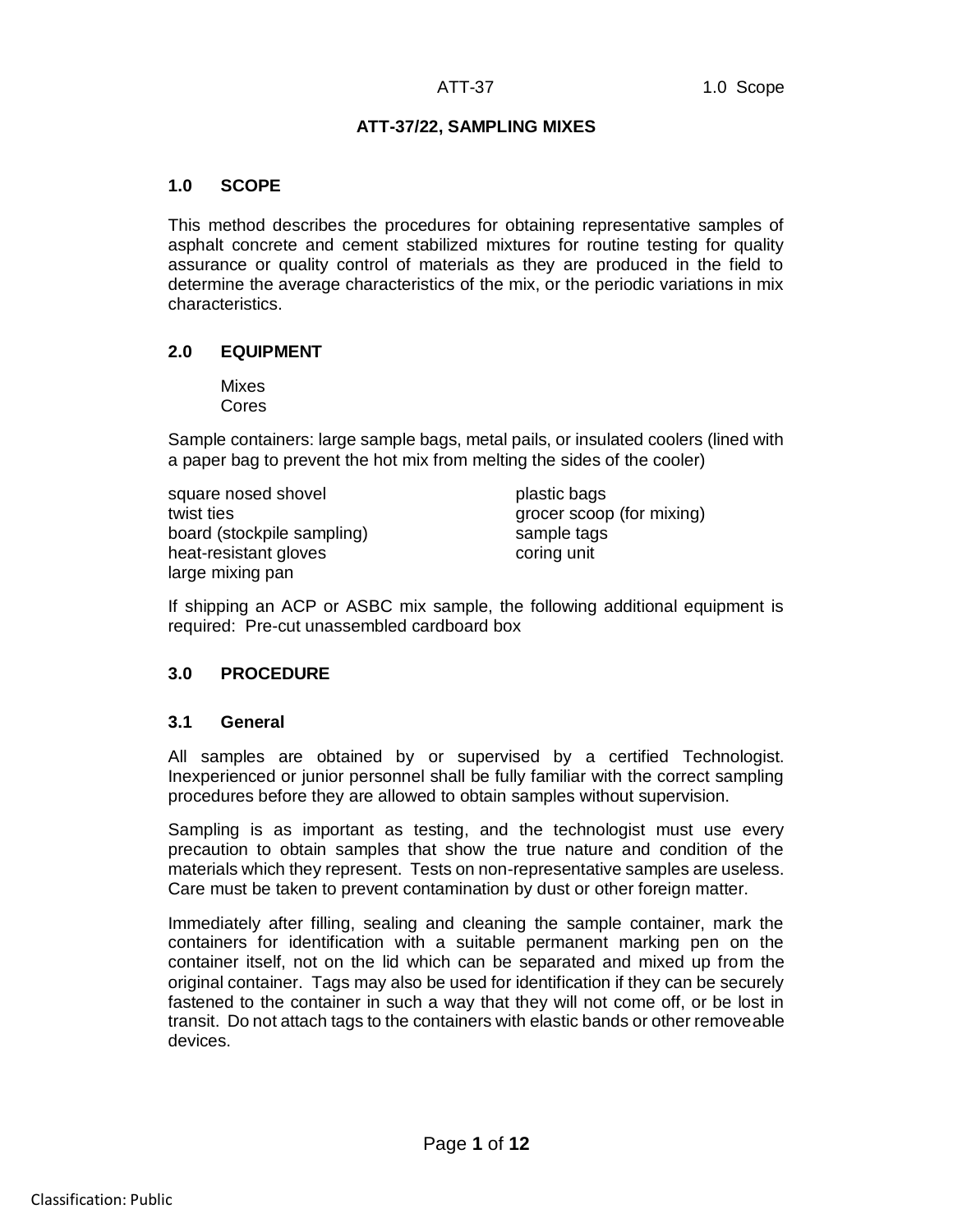# ATT-37/22, SAMPLING MIXES

## 1.0 SCOPE

This method describes the procedures for obtaining representative samples of asphalt concrete and cement stabilized mixtures for routine testing for quality assurance or quality control of materials as they are produced in the field to determine the average characteristics of the mix, or the periodic variations in mix characteristics.

## 2.0 EQUIPMENT

Mixes
Cores

Sample containers: large sample bags, metal pails, or insulated coolers (lined with a paper bag to prevent the hot mix from melting the sides of the cooler)

- square nosed shovel
- twist ties
- board (stockpile sampling)
- heat-resistant gloves
- large mixing pan
- plastic bags
- grocer scoop (for mixing)
- sample tags
- coring unit

If shipping an ACP or ASBC mix sample, the following additional equipment is required: Pre-cut unassembled cardboard box

## 3.0 PROCEDURE

### 3.1 General

All samples are obtained by or supervised by a certified Technologist. Inexperienced or junior personnel shall be fully familiar with the correct sampling procedures before they are allowed to obtain samples without supervision.

Sampling is as important as testing, and the technologist must use every precaution to obtain samples that show the true nature and condition of the materials which they represent. Tests on non-representative samples are useless. Care must be taken to prevent contamination by dust or other foreign matter.

Immediately after filling, sealing and cleaning the sample container, mark the containers for identification with a suitable permanent marking pen on the container itself, not on the lid which can be separated and mixed up from the original container. Tags may also be used for identification if they can be securely fastened to the container in such a way that they will not come off, or be lost in transit. Do not attach tags to the containers with elastic bands or other removeable devices.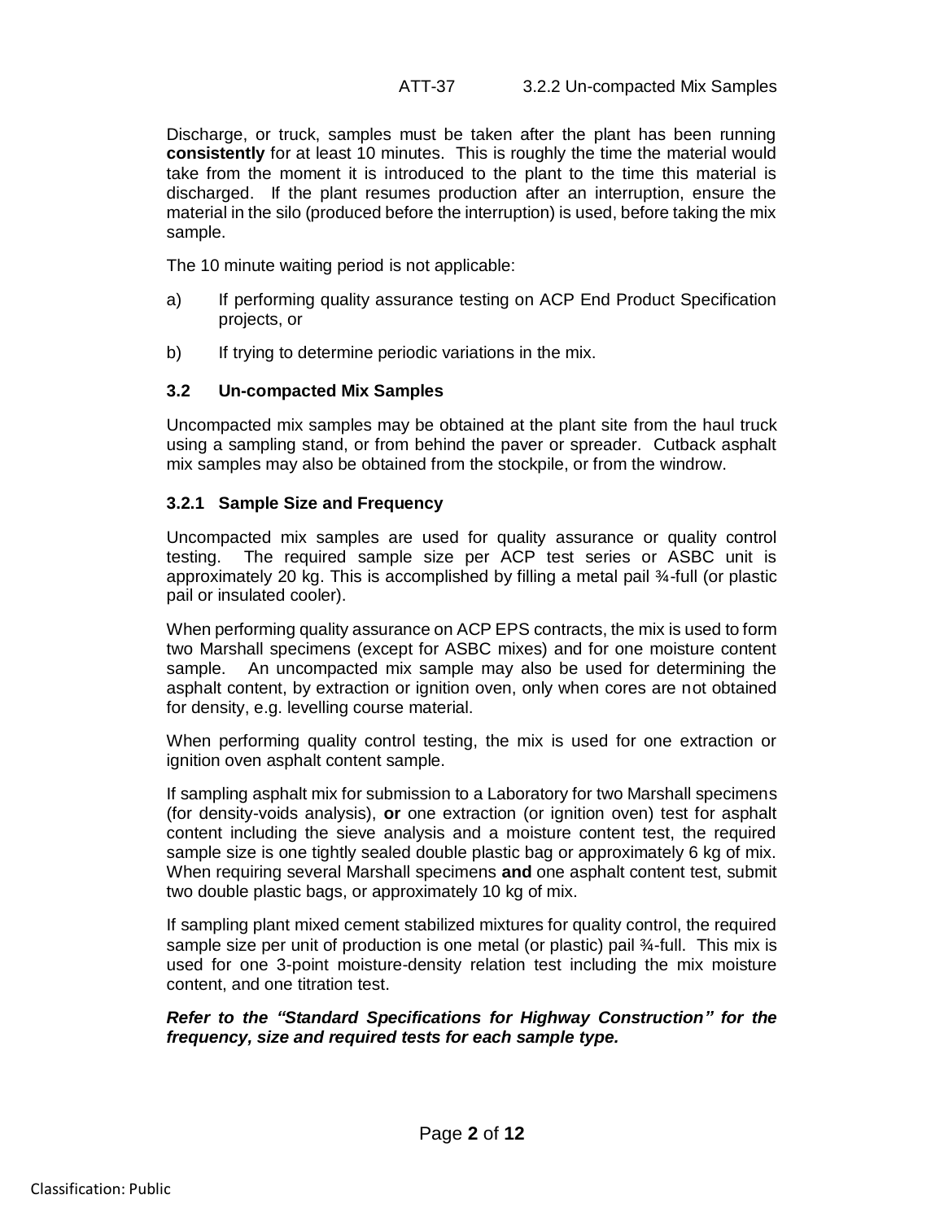Discharge, or truck, samples must be taken after the plant has been running **consistently** for at least 10 minutes. This is roughly the time the material would take from the moment it is introduced to the plant to the time this material is discharged. If the plant resumes production after an interruption, ensure the material in the silo (produced before the interruption) is used, before taking the mix sample.

The 10 minute waiting period is not applicable:

a) If performing quality assurance testing on ACP End Product Specification projects, or

b) If trying to determine periodic variations in the mix.

### 3.2 Un-compacted Mix Samples

Uncompacted mix samples may be obtained at the plant site from the haul truck using a sampling stand, or from behind the paver or spreader. Cutback asphalt mix samples may also be obtained from the stockpile, or from the windrow.

#### 3.2.1 Sample Size and Frequency

Uncompacted mix samples are used for quality assurance or quality control testing. The required sample size per ACP test series or ASBC unit is approximately 20 kg. This is accomplished by filling a metal pail ¾-full (or plastic pail or insulated cooler).

When performing quality assurance on ACP EPS contracts, the mix is used to form two Marshall specimens (except for ASBC mixes) and for one moisture content sample. An uncompacted mix sample may also be used for determining the asphalt content, by extraction or ignition oven, only when cores are not obtained for density, e.g. levelling course material.

When performing quality control testing, the mix is used for one extraction or ignition oven asphalt content sample.

If sampling asphalt mix for submission to a Laboratory for two Marshall specimens (for density-voids analysis), **or** one extraction (or ignition oven) test for asphalt content including the sieve analysis and a moisture content test, the required sample size is one tightly sealed double plastic bag or approximately 6 kg of mix. When requiring several Marshall specimens **and** one asphalt content test, submit two double plastic bags, or approximately 10 kg of mix.

If sampling plant mixed cement stabilized mixtures for quality control, the required sample size per unit of production is one metal (or plastic) pail ¾-full. This mix is used for one 3-point moisture-density relation test including the mix moisture content, and one titration test.

***Refer to the "Standard Specifications for Highway Construction" for the frequency, size and required tests for each sample type.***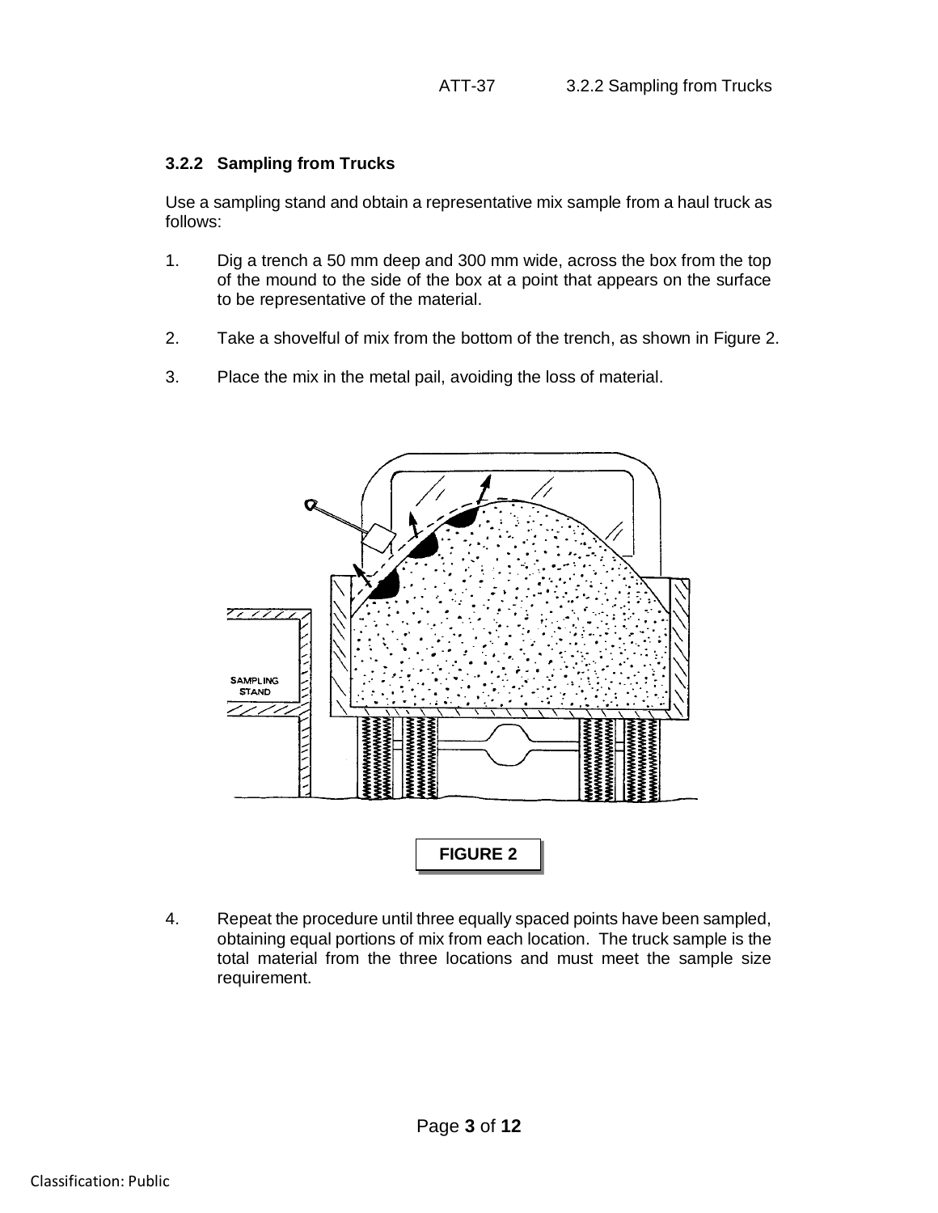### 3.2.2 Sampling from Trucks

Use a sampling stand and obtain a representative mix sample from a haul truck as follows:

1. Dig a trench a 50 mm deep and 300 mm wide, across the box from the top of the mound to the side of the box at a point that appears on the surface to be representative of the material.

2. Take a shovelful of mix from the bottom of the trench, as shown in Figure 2.

3. Place the mix in the metal pail, avoiding the loss of material.

SAMPLING STAND

**FIGURE 2**

4. Repeat the procedure until three equally spaced points have been sampled, obtaining equal portions of mix from each location. The truck sample is the total material from the three locations and must meet the sample size requirement.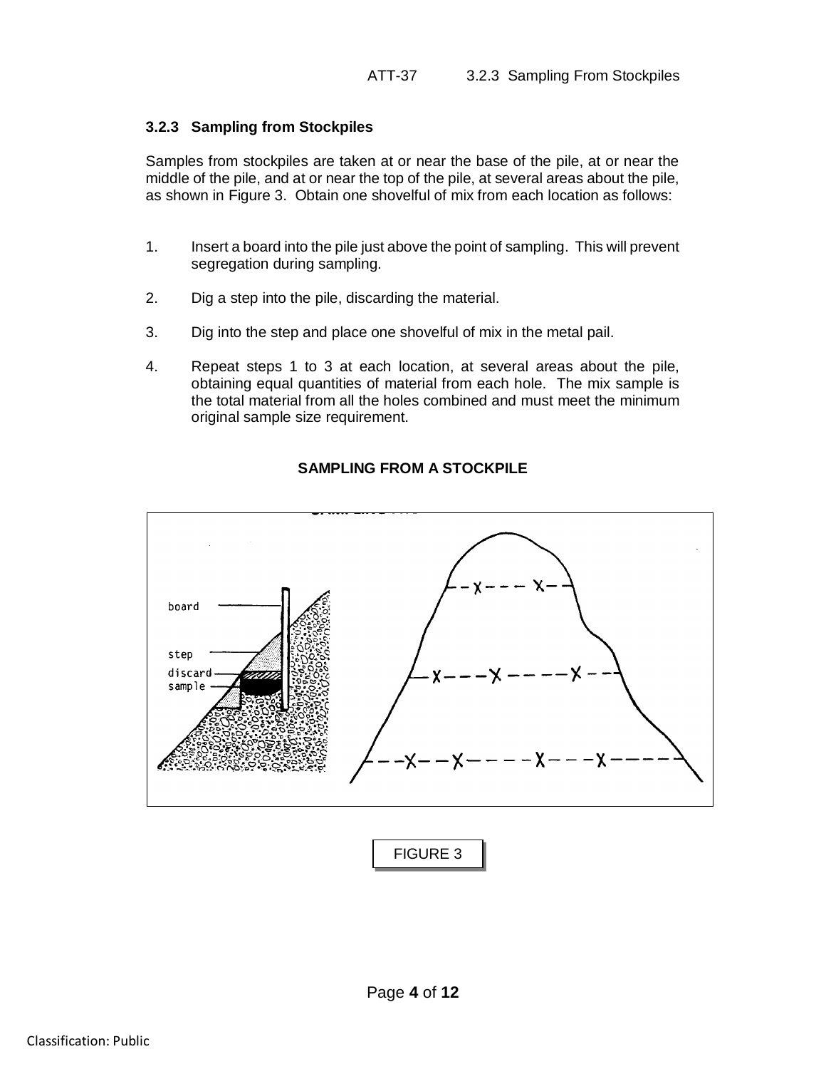### 3.2.3 Sampling from Stockpiles

Samples from stockpiles are taken at or near the base of the pile, at or near the middle of the pile, and at or near the top of the pile, at several areas about the pile, as shown in Figure 3. Obtain one shovelful of mix from each location as follows:

1. Insert a board into the pile just above the point of sampling. This will prevent segregation during sampling.
2. Dig a step into the pile, discarding the material.
3. Dig into the step and place one shovelful of mix in the metal pail.
4. Repeat steps 1 to 3 at each location, at several areas about the pile, obtaining equal quantities of material from each hole. The mix sample is the total material from all the holes combined and must meet the minimum original sample size requirement.

**SAMPLING FROM A STOCKPILE**

FIGURE 3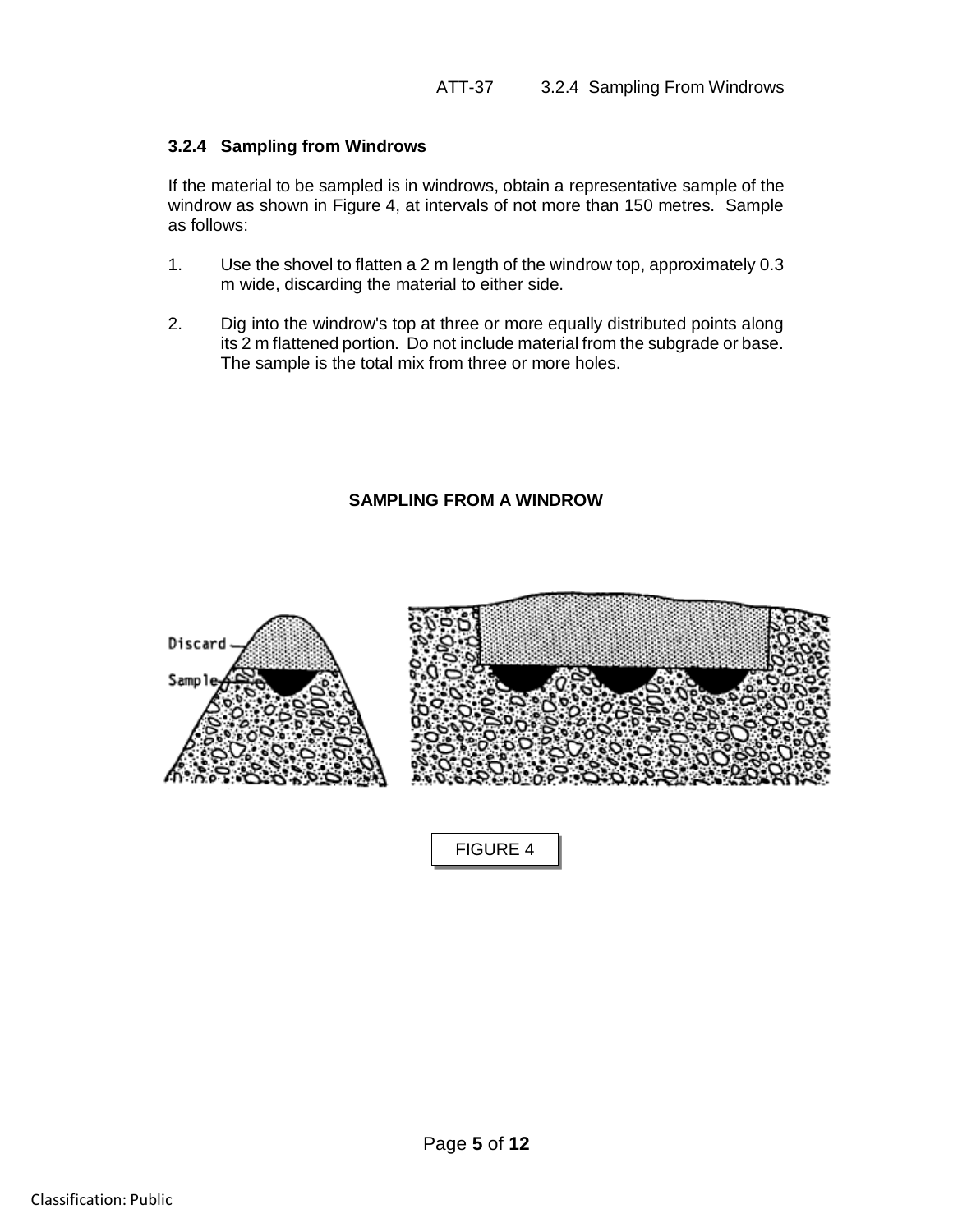### 3.2.4 Sampling from Windrows

If the material to be sampled is in windrows, obtain a representative sample of the windrow as shown in Figure 4, at intervals of not more than 150 metres. Sample as follows:

1. Use the shovel to flatten a 2 m length of the windrow top, approximately 0.3 m wide, discarding the material to either side.

2. Dig into the windrow's top at three or more equally distributed points along its 2 m flattened portion. Do not include material from the subgrade or base. The sample is the total mix from three or more holes.

**SAMPLING FROM A WINDROW**

Discard

Sample

FIGURE 4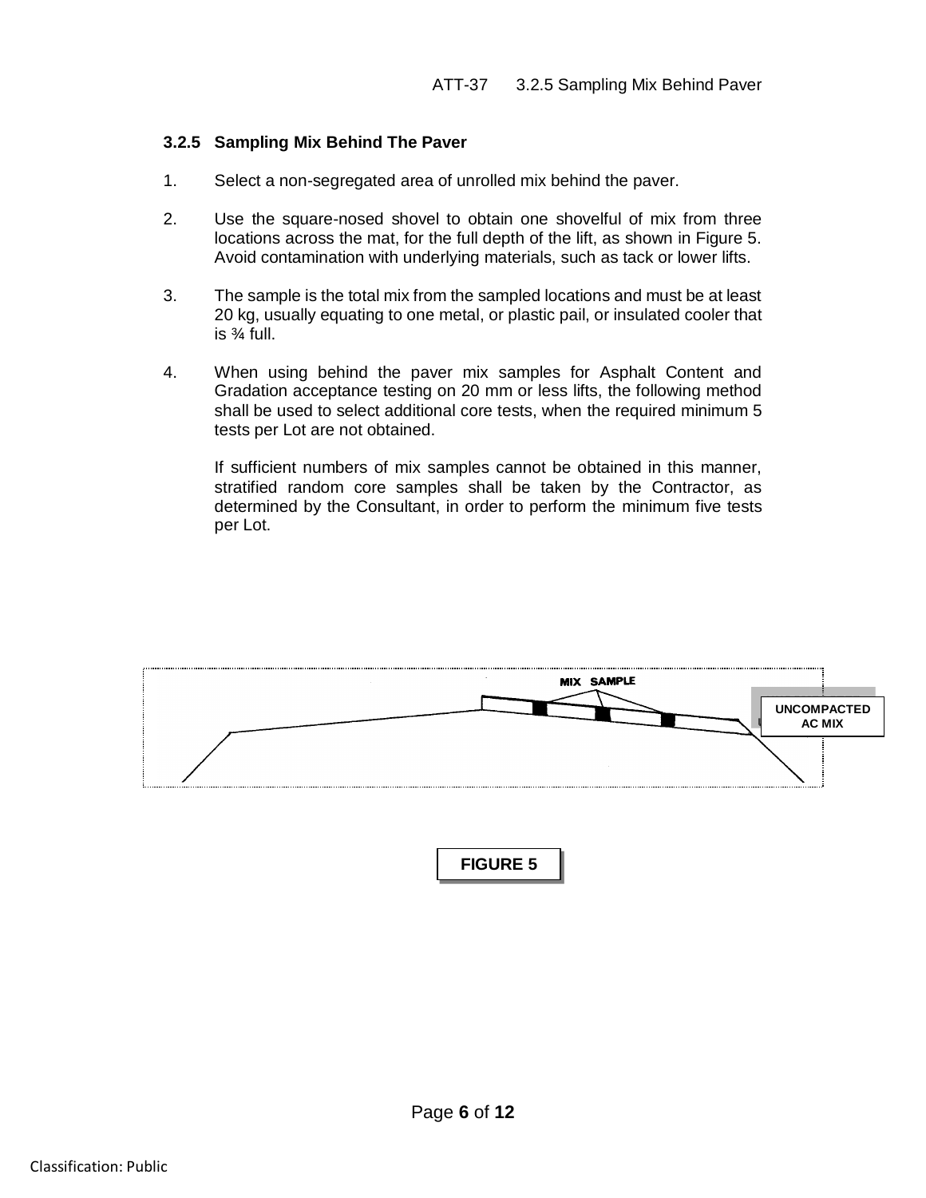### 3.2.5 Sampling Mix Behind The Paver

1. Select a non-segregated area of unrolled mix behind the paver.

2. Use the square-nosed shovel to obtain one shovelful of mix from three locations across the mat, for the full depth of the lift, as shown in Figure 5. Avoid contamination with underlying materials, such as tack or lower lifts.

3. The sample is the total mix from the sampled locations and must be at least 20 kg, usually equating to one metal, or plastic pail, or insulated cooler that is ¾ full.

4. When using behind the paver mix samples for Asphalt Content and Gradation acceptance testing on 20 mm or less lifts, the following method shall be used to select additional core tests, when the required minimum 5 tests per Lot are not obtained.

   If sufficient numbers of mix samples cannot be obtained in this manner, stratified random core samples shall be taken by the Contractor, as determined by the Consultant, in order to perform the minimum five tests per Lot.

MIX SAMPLE

UNCOMPACTED AC MIX

FIGURE 5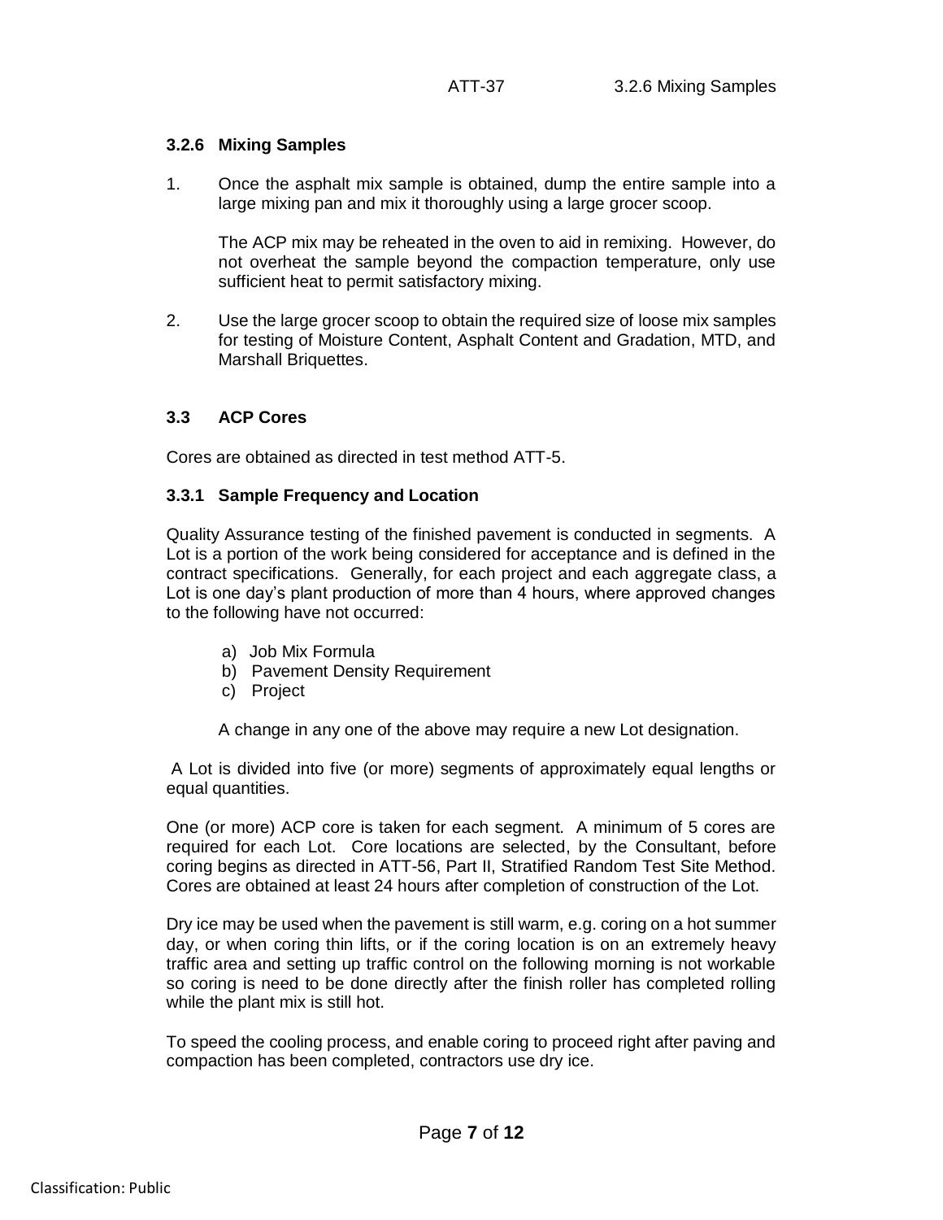### 3.2.6 Mixing Samples

1. Once the asphalt mix sample is obtained, dump the entire sample into a large mixing pan and mix it thoroughly using a large grocer scoop.

   The ACP mix may be reheated in the oven to aid in remixing. However, do not overheat the sample beyond the compaction temperature, only use sufficient heat to permit satisfactory mixing.

2. Use the large grocer scoop to obtain the required size of loose mix samples for testing of Moisture Content, Asphalt Content and Gradation, MTD, and Marshall Briquettes.

## 3.3 ACP Cores

Cores are obtained as directed in test method ATT-5.

### 3.3.1 Sample Frequency and Location

Quality Assurance testing of the finished pavement is conducted in segments. A Lot is a portion of the work being considered for acceptance and is defined in the contract specifications. Generally, for each project and each aggregate class, a Lot is one day's plant production of more than 4 hours, where approved changes to the following have not occurred:

a) Job Mix Formula
b) Pavement Density Requirement
c) Project

A change in any one of the above may require a new Lot designation.

A Lot is divided into five (or more) segments of approximately equal lengths or equal quantities.

One (or more) ACP core is taken for each segment. A minimum of 5 cores are required for each Lot. Core locations are selected, by the Consultant, before coring begins as directed in ATT-56, Part II, Stratified Random Test Site Method. Cores are obtained at least 24 hours after completion of construction of the Lot.

Dry ice may be used when the pavement is still warm, e.g. coring on a hot summer day, or when coring thin lifts, or if the coring location is on an extremely heavy traffic area and setting up traffic control on the following morning is not workable so coring is need to be done directly after the finish roller has completed rolling while the plant mix is still hot.

To speed the cooling process, and enable coring to proceed right after paving and compaction has been completed, contractors use dry ice.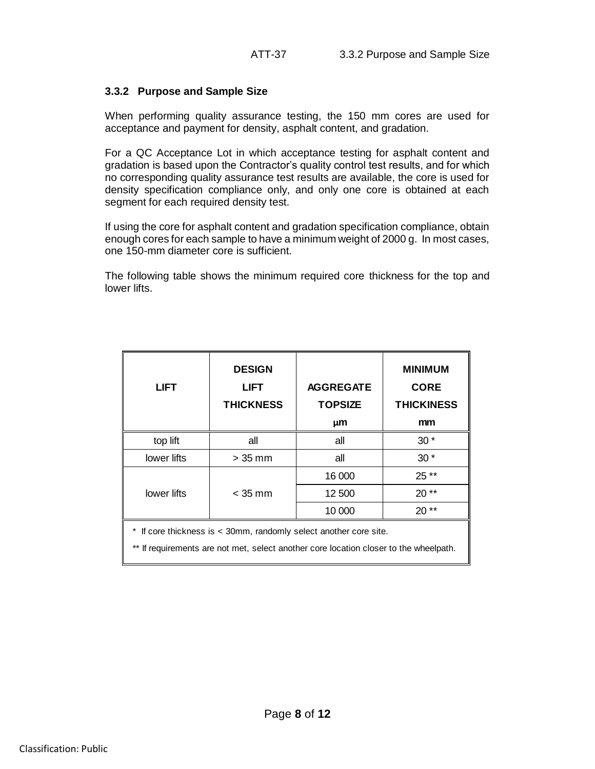### 3.3.2 Purpose and Sample Size

When performing quality assurance testing, the 150 mm cores are used for acceptance and payment for density, asphalt content, and gradation.

For a QC Acceptance Lot in which acceptance testing for asphalt content and gradation is based upon the Contractor's quality control test results, and for which no corresponding quality assurance test results are available, the core is used for density specification compliance only, and only one core is obtained at each segment for each required density test.

If using the core for asphalt content and gradation specification compliance, obtain enough cores for each sample to have a minimum weight of 2000 g. In most cases, one 150-mm diameter core is sufficient.

The following table shows the minimum required core thickness for the top and lower lifts.

| LIFT | DESIGN LIFT THICKNESS | AGGREGATE TOPSIZE µm | MINIMUM CORE THICKINESS mm |
|---|---|---|---|
| top lift | all | all | 30 * |
| lower lifts | > 35 mm | all | 30 * |
| lower lifts | < 35 mm | 16 000 | 25 ** |
| | | 12 500 | 20 ** |
| | | 10 000 | 20 ** |

\* If core thickness is < 30mm, randomly select another core site.

\*\* If requirements are not met, select another core location closer to the wheelpath.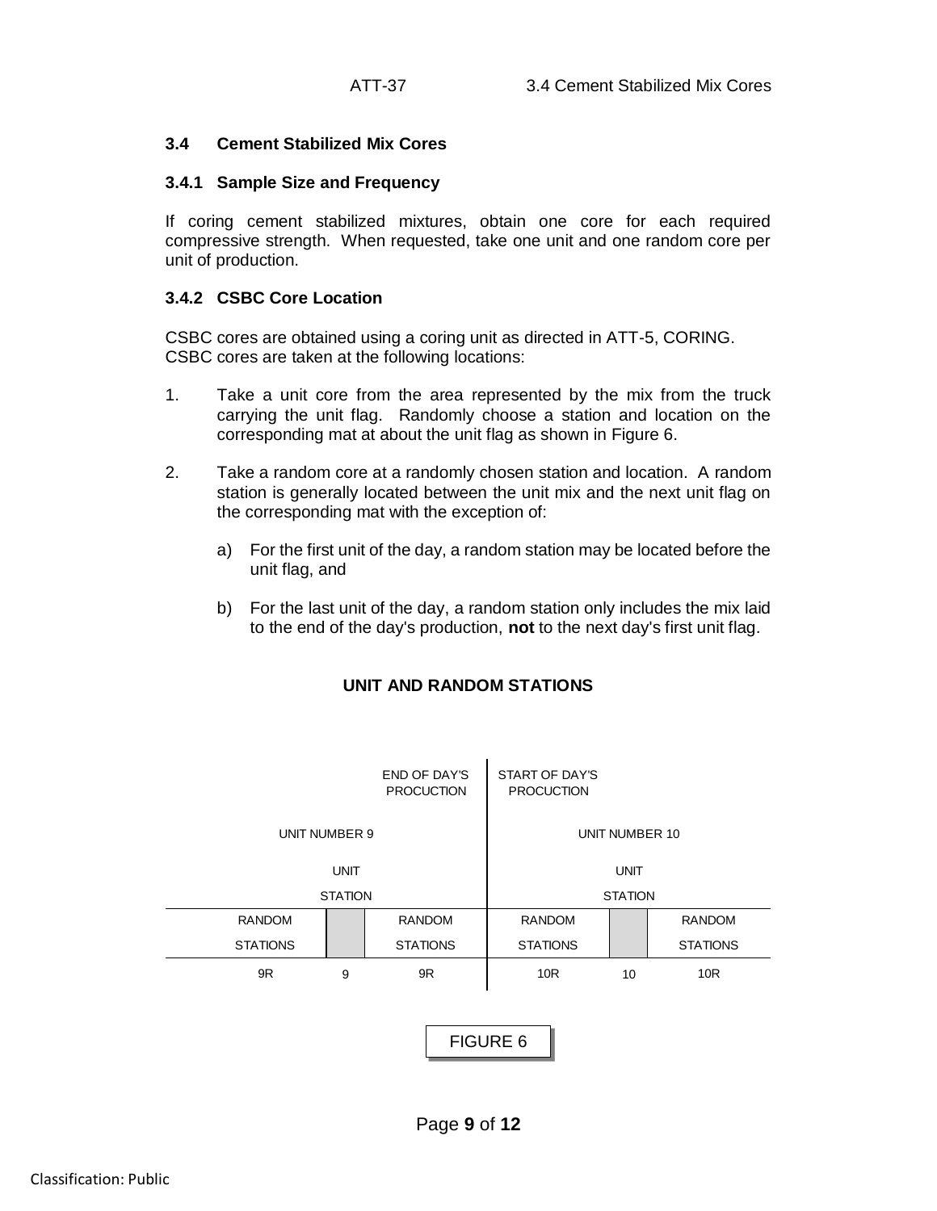### 3.4 Cement Stabilized Mix Cores

#### 3.4.1 Sample Size and Frequency

If coring cement stabilized mixtures, obtain one core for each required compressive strength. When requested, take one unit and one random core per unit of production.

#### 3.4.2 CSBC Core Location

CSBC cores are obtained using a coring unit as directed in ATT-5, CORING. CSBC cores are taken at the following locations:

1. Take a unit core from the area represented by the mix from the truck carrying the unit flag. Randomly choose a station and location on the corresponding mat at about the unit flag as shown in Figure 6.

2. Take a random core at a randomly chosen station and location. A random station is generally located between the unit mix and the next unit flag on the corresponding mat with the exception of:

   a) For the first unit of the day, a random station may be located before the unit flag, and

   b) For the last unit of the day, a random station only includes the mix laid to the end of the day's production, **not** to the next day's first unit flag.

**UNIT AND RANDOM STATIONS**

| | | END OF DAY'S PROCUCTION | START OF DAY'S PROCUCTION | | |
|---|---|---|---|---|---|
| UNIT NUMBER 9 | | | UNIT NUMBER 10 | | |
| | UNIT STATION | | | UNIT STATION | |
| RANDOM STATIONS | | RANDOM STATIONS | RANDOM STATIONS | | RANDOM STATIONS |
| 9R | 9 | 9R | 10R | 10 | 10R |

FIGURE 6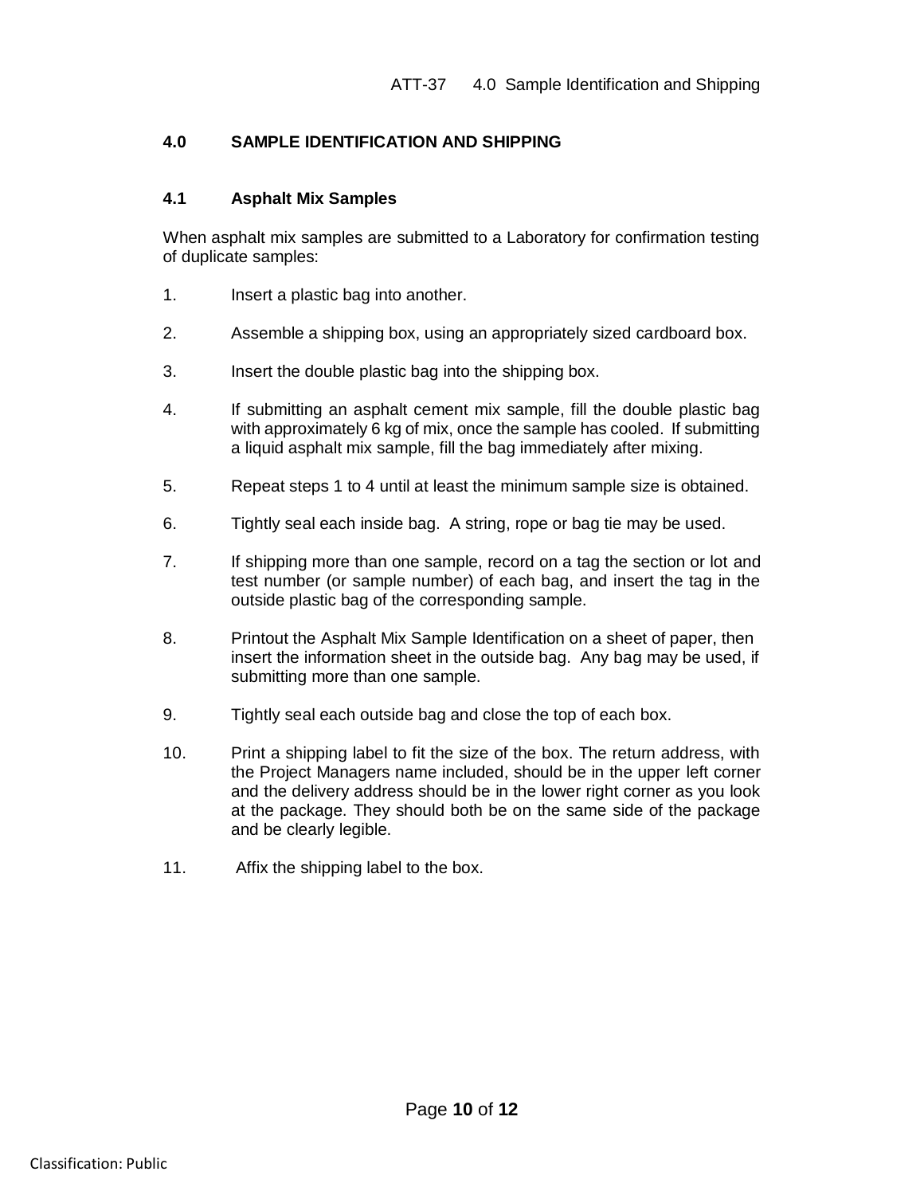## 4.0 SAMPLE IDENTIFICATION AND SHIPPING

### 4.1 Asphalt Mix Samples

When asphalt mix samples are submitted to a Laboratory for confirmation testing of duplicate samples:

1. Insert a plastic bag into another.
2. Assemble a shipping box, using an appropriately sized cardboard box.
3. Insert the double plastic bag into the shipping box.
4. If submitting an asphalt cement mix sample, fill the double plastic bag with approximately 6 kg of mix, once the sample has cooled. If submitting a liquid asphalt mix sample, fill the bag immediately after mixing.
5. Repeat steps 1 to 4 until at least the minimum sample size is obtained.
6. Tightly seal each inside bag. A string, rope or bag tie may be used.
7. If shipping more than one sample, record on a tag the section or lot and test number (or sample number) of each bag, and insert the tag in the outside plastic bag of the corresponding sample.
8. Printout the Asphalt Mix Sample Identification on a sheet of paper, then insert the information sheet in the outside bag. Any bag may be used, if submitting more than one sample.
9. Tightly seal each outside bag and close the top of each box.
10. Print a shipping label to fit the size of the box. The return address, with the Project Managers name included, should be in the upper left corner and the delivery address should be in the lower right corner as you look at the package. They should both be on the same side of the package and be clearly legible.
11. Affix the shipping label to the box.

Classification: Public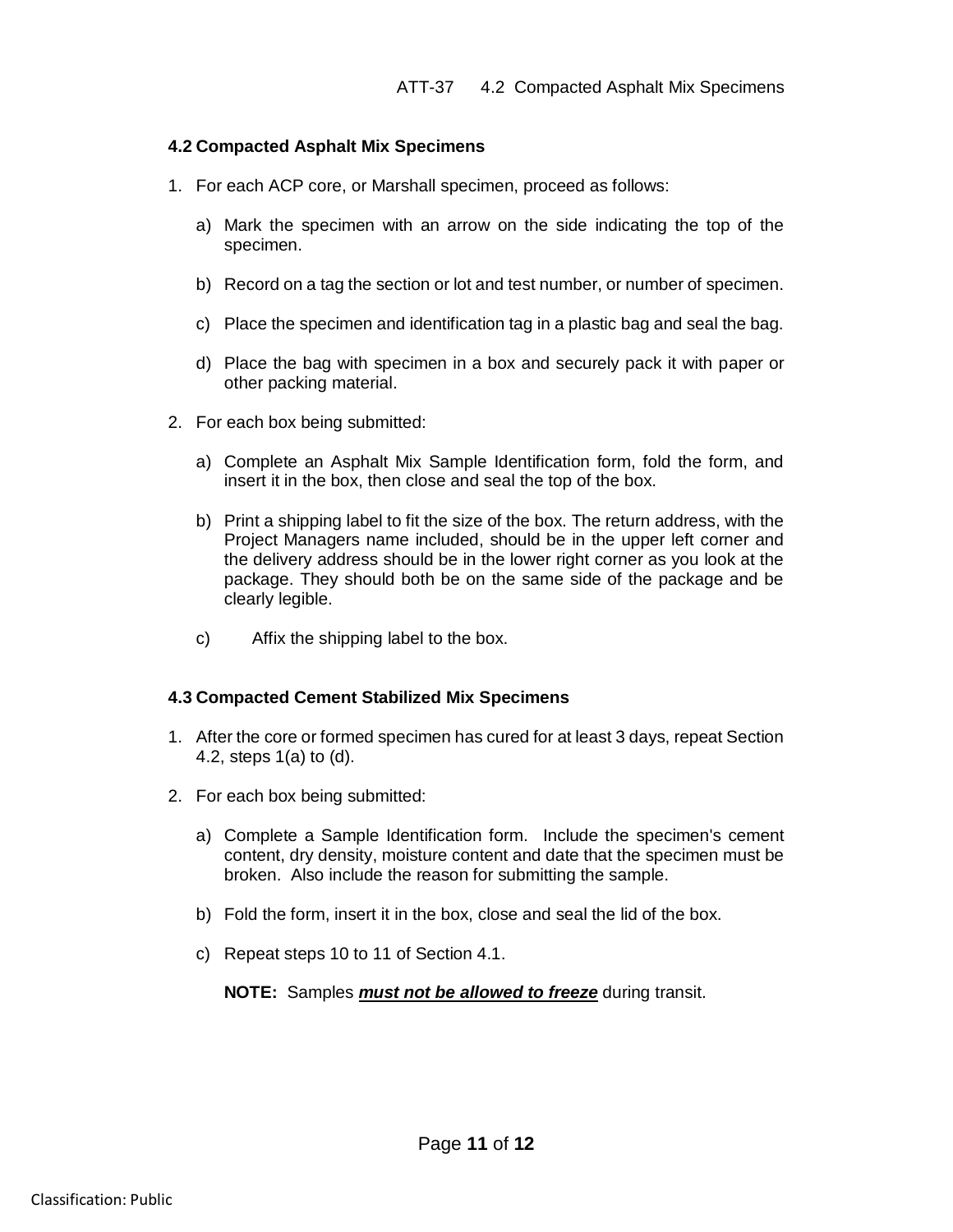## 4.2 Compacted Asphalt Mix Specimens

1. For each ACP core, or Marshall specimen, proceed as follows:

   a) Mark the specimen with an arrow on the side indicating the top of the specimen.

   b) Record on a tag the section or lot and test number, or number of specimen.

   c) Place the specimen and identification tag in a plastic bag and seal the bag.

   d) Place the bag with specimen in a box and securely pack it with paper or other packing material.

2. For each box being submitted:

   a) Complete an Asphalt Mix Sample Identification form, fold the form, and insert it in the box, then close and seal the top of the box.

   b) Print a shipping label to fit the size of the box. The return address, with the Project Managers name included, should be in the upper left corner and the delivery address should be in the lower right corner as you look at the package. They should both be on the same side of the package and be clearly legible.

   c) Affix the shipping label to the box.

## 4.3 Compacted Cement Stabilized Mix Specimens

1. After the core or formed specimen has cured for at least 3 days, repeat Section 4.2, steps 1(a) to (d).

2. For each box being submitted:

   a) Complete a Sample Identification form. Include the specimen's cement content, dry density, moisture content and date that the specimen must be broken. Also include the reason for submitting the sample.

   b) Fold the form, insert it in the box, close and seal the lid of the box.

   c) Repeat steps 10 to 11 of Section 4.1.

   **NOTE:** Samples ***must not be allowed to freeze*** during transit.